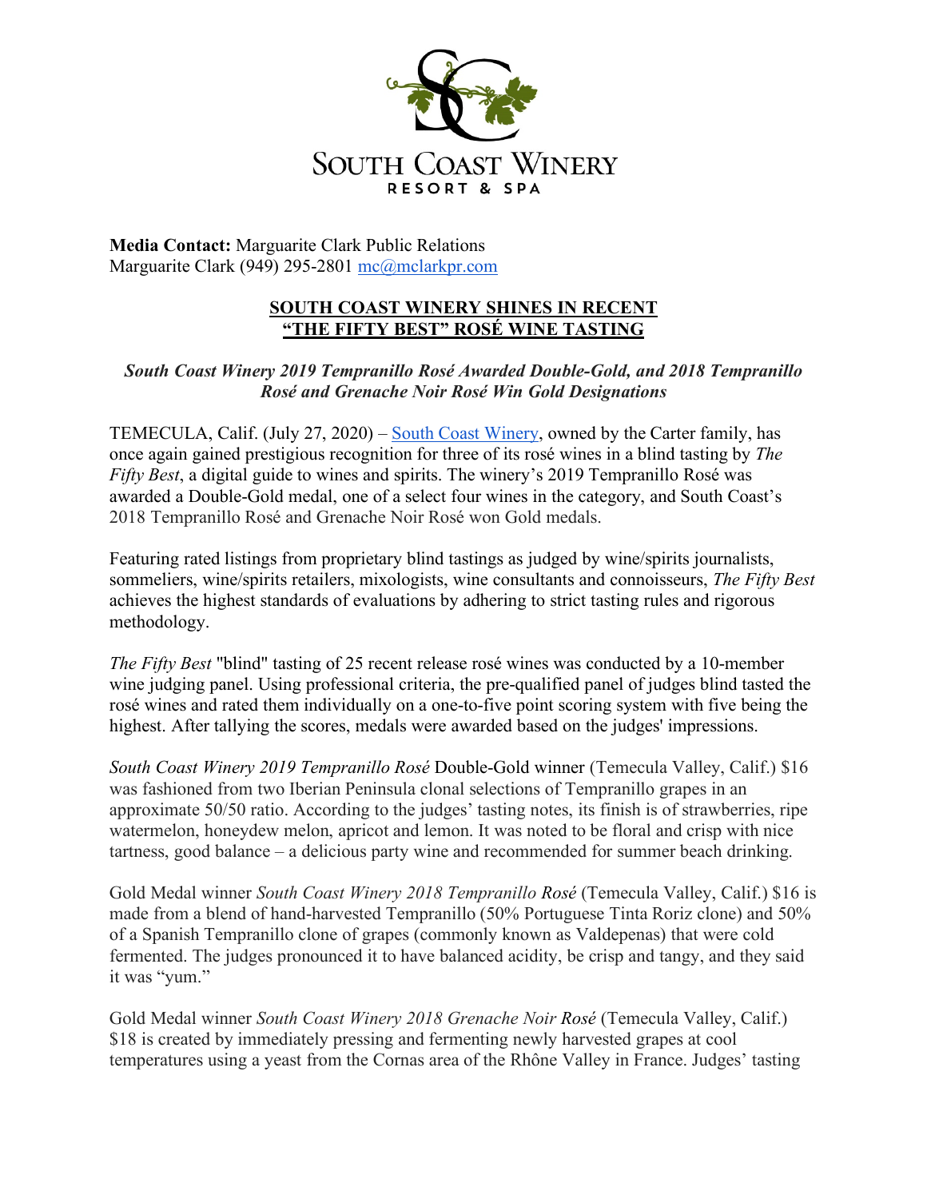SOUTH COAST WINERY
RESORT & SPA

**Media Contact:** Marguarite Clark Public Relations
Marguarite Clark (949) 295-2801 mc@mclarkpr.com

# SOUTH COAST WINERY SHINES IN RECENT "THE FIFTY BEST" ROSÉ WINE TASTING

***South Coast Winery 2019 Tempranillo Rosé Awarded Double-Gold, and 2018 Tempranillo Rosé and Grenache Noir Rosé Win Gold Designations***

TEMECULA, Calif. (July 27, 2020) – South Coast Winery, owned by the Carter family, has once again gained prestigious recognition for three of its rosé wines in a blind tasting by *The Fifty Best*, a digital guide to wines and spirits. The winery's 2019 Tempranillo Rosé was awarded a Double-Gold medal, one of a select four wines in the category, and South Coast's 2018 Tempranillo Rosé and Grenache Noir Rosé won Gold medals.

Featuring rated listings from proprietary blind tastings as judged by wine/spirits journalists, sommeliers, wine/spirits retailers, mixologists, wine consultants and connoisseurs, *The Fifty Best* achieves the highest standards of evaluations by adhering to strict tasting rules and rigorous methodology.

*The Fifty Best* "blind" tasting of 25 recent release rosé wines was conducted by a 10-member wine judging panel. Using professional criteria, the pre-qualified panel of judges blind tasted the rosé wines and rated them individually on a one-to-five point scoring system with five being the highest. After tallying the scores, medals were awarded based on the judges' impressions.

*South Coast Winery 2019 Tempranillo Rosé* Double-Gold winner (Temecula Valley, Calif.) $16 was fashioned from two Iberian Peninsula clonal selections of Tempranillo grapes in an approximate 50/50 ratio. According to the judges' tasting notes, its finish is of strawberries, ripe watermelon, honeydew melon, apricot and lemon. It was noted to be floral and crisp with nice tartness, good balance – a delicious party wine and recommended for summer beach drinking.

Gold Medal winner *South Coast Winery 2018 Tempranillo Rosé* (Temecula Valley, Calif.) $16 is made from a blend of hand-harvested Tempranillo (50% Portuguese Tinta Roriz clone) and 50% of a Spanish Tempranillo clone of grapes (commonly known as Valdepenas) that were cold fermented. The judges pronounced it to have balanced acidity, be crisp and tangy, and they said it was "yum."

Gold Medal winner *South Coast Winery 2018 Grenache Noir Rosé* (Temecula Valley, Calif.) $18 is created by immediately pressing and fermenting newly harvested grapes at cool temperatures using a yeast from the Cornas area of the Rhône Valley in France. Judges' tasting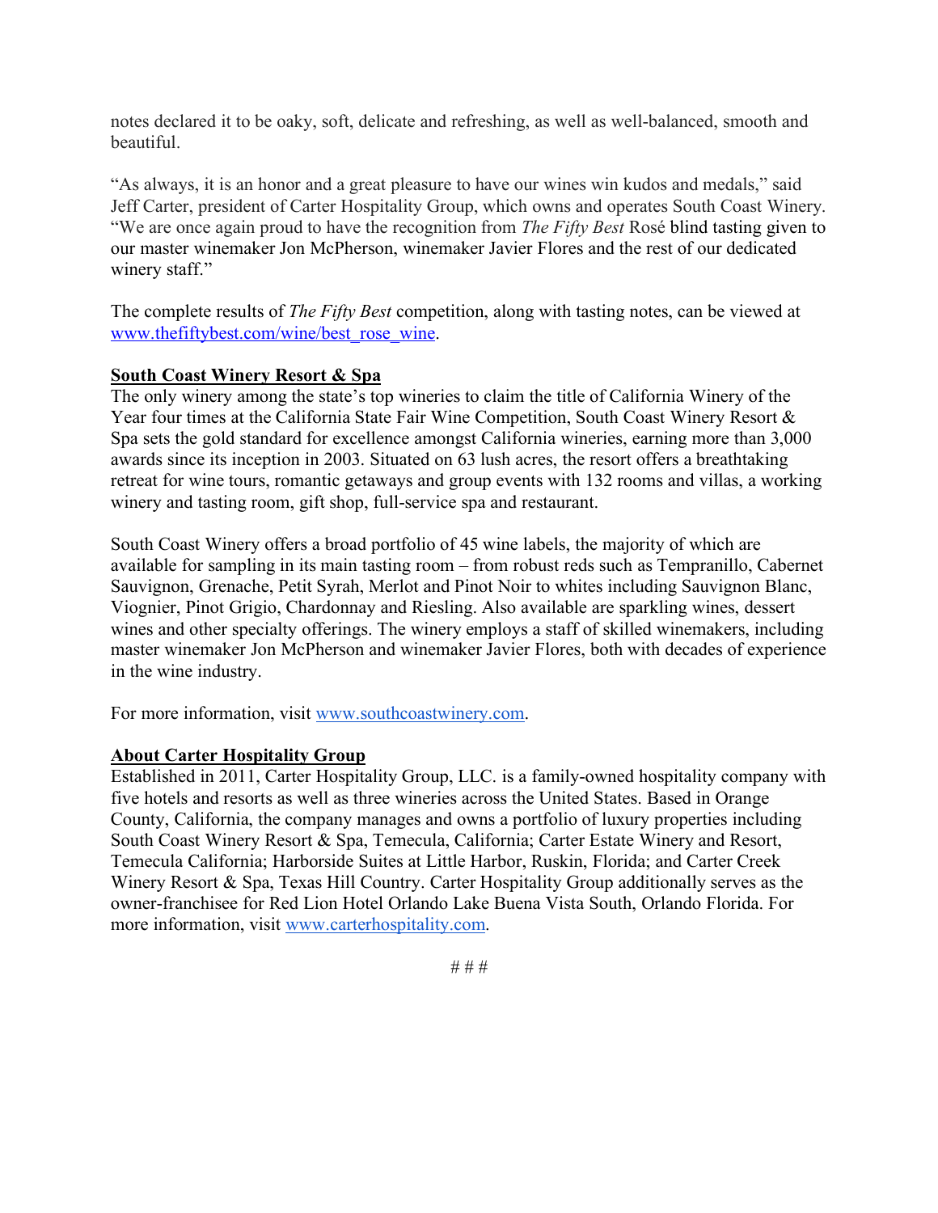notes declared it to be oaky, soft, delicate and refreshing, as well as well-balanced, smooth and beautiful.

"As always, it is an honor and a great pleasure to have our wines win kudos and medals," said Jeff Carter, president of Carter Hospitality Group, which owns and operates South Coast Winery. "We are once again proud to have the recognition from *The Fifty Best* Rosé blind tasting given to our master winemaker Jon McPherson, winemaker Javier Flores and the rest of our dedicated winery staff."

The complete results of *The Fifty Best* competition, along with tasting notes, can be viewed at www.thefiftybest.com/wine/best_rose_wine.

**South Coast Winery Resort & Spa**

The only winery among the state's top wineries to claim the title of California Winery of the Year four times at the California State Fair Wine Competition, South Coast Winery Resort & Spa sets the gold standard for excellence amongst California wineries, earning more than 3,000 awards since its inception in 2003. Situated on 63 lush acres, the resort offers a breathtaking retreat for wine tours, romantic getaways and group events with 132 rooms and villas, a working winery and tasting room, gift shop, full-service spa and restaurant.

South Coast Winery offers a broad portfolio of 45 wine labels, the majority of which are available for sampling in its main tasting room – from robust reds such as Tempranillo, Cabernet Sauvignon, Grenache, Petit Syrah, Merlot and Pinot Noir to whites including Sauvignon Blanc, Viognier, Pinot Grigio, Chardonnay and Riesling. Also available are sparkling wines, dessert wines and other specialty offerings. The winery employs a staff of skilled winemakers, including master winemaker Jon McPherson and winemaker Javier Flores, both with decades of experience in the wine industry.

For more information, visit www.southcoastwinery.com.

**About Carter Hospitality Group**

Established in 2011, Carter Hospitality Group, LLC. is a family-owned hospitality company with five hotels and resorts as well as three wineries across the United States. Based in Orange County, California, the company manages and owns a portfolio of luxury properties including South Coast Winery Resort & Spa, Temecula, California; Carter Estate Winery and Resort, Temecula California; Harborside Suites at Little Harbor, Ruskin, Florida; and Carter Creek Winery Resort & Spa, Texas Hill Country. Carter Hospitality Group additionally serves as the owner-franchisee for Red Lion Hotel Orlando Lake Buena Vista South, Orlando Florida. For more information, visit www.carterhospitality.com.

# # #